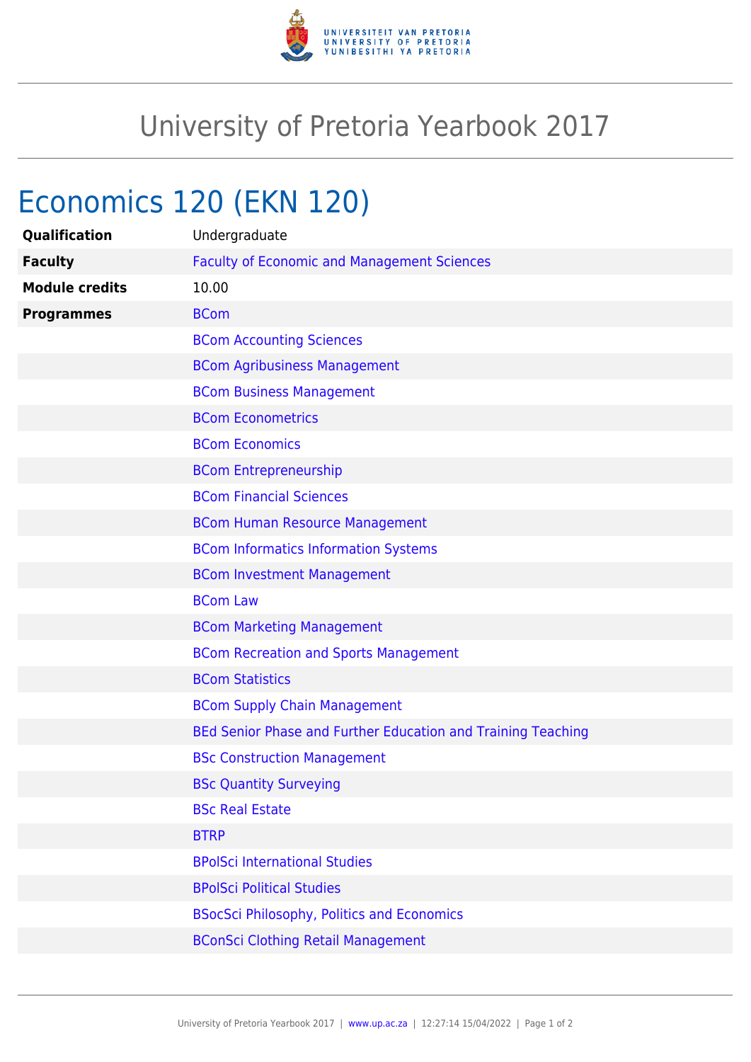# University of Pretoria Yearbook 2017

## Economics 120 (EKN 120)

| | |
|---|---|
| **Qualification** | Undergraduate |
| **Faculty** | Faculty of Economic and Management Sciences |
| **Module credits** | 10.00 |
| **Programmes** | BCom |
| | BCom Accounting Sciences |
| | BCom Agribusiness Management |
| | BCom Business Management |
| | BCom Econometrics |
| | BCom Economics |
| | BCom Entrepreneurship |
| | BCom Financial Sciences |
| | BCom Human Resource Management |
| | BCom Informatics Information Systems |
| | BCom Investment Management |
| | BCom Law |
| | BCom Marketing Management |
| | BCom Recreation and Sports Management |
| | BCom Statistics |
| | BCom Supply Chain Management |
| | BEd Senior Phase and Further Education and Training Teaching |
| | BSc Construction Management |
| | BSc Quantity Surveying |
| | BSc Real Estate |
| | BTRP |
| | BPolSci International Studies |
| | BPolSci Political Studies |
| | BSocSci Philosophy, Politics and Economics |
| | BConSci Clothing Retail Management |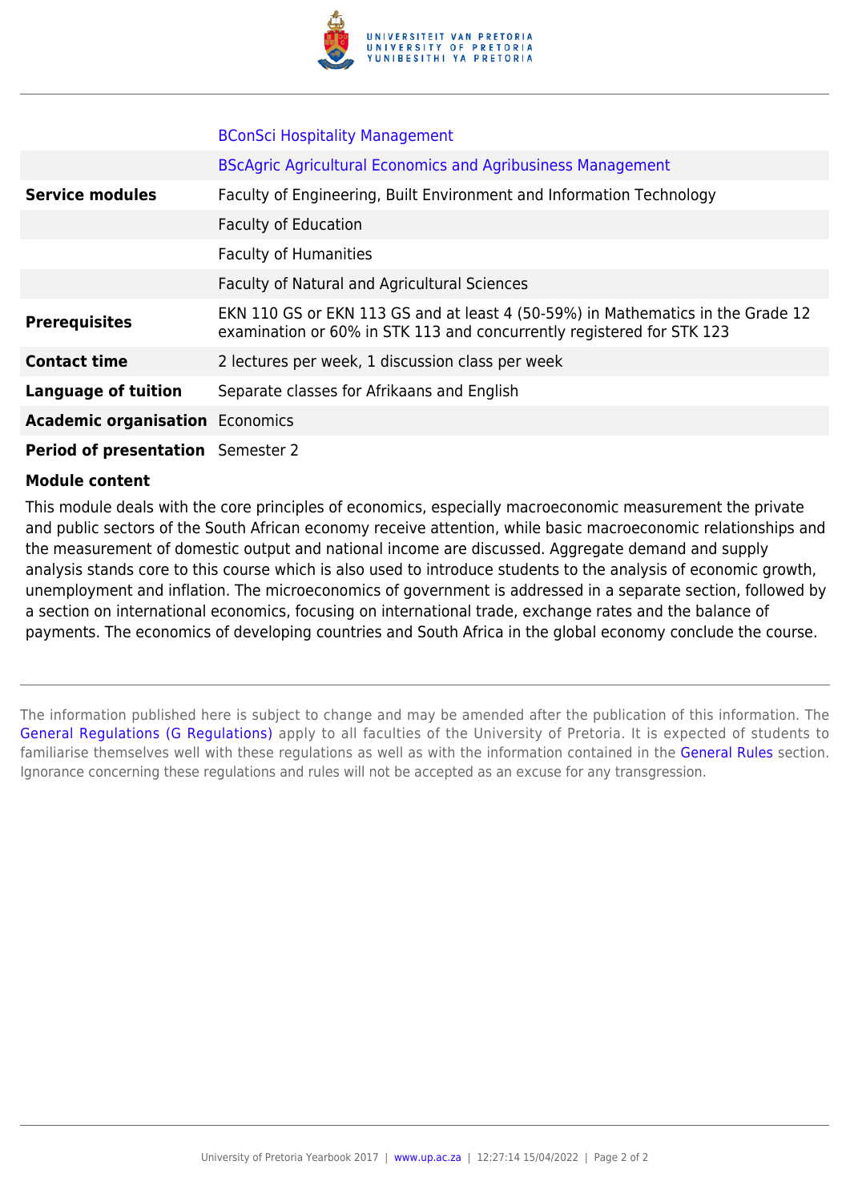| | |
|---|---|
| | BConSci Hospitality Management |
| | BScAgric Agricultural Economics and Agribusiness Management |
| **Service modules** | Faculty of Engineering, Built Environment and Information Technology |
| | Faculty of Education |
| | Faculty of Humanities |
| | Faculty of Natural and Agricultural Sciences |
| **Prerequisites** | EKN 110 GS or EKN 113 GS and at least 4 (50-59%) in Mathematics in the Grade 12 examination or 60% in STK 113 and concurrently registered for STK 123 |
| **Contact time** | 2 lectures per week, 1 discussion class per week |
| **Language of tuition** | Separate classes for Afrikaans and English |
| **Academic organisation** | Economics |
| **Period of presentation** | Semester 2 |

**Module content**

This module deals with the core principles of economics, especially macroeconomic measurement the private and public sectors of the South African economy receive attention, while basic macroeconomic relationships and the measurement of domestic output and national income are discussed. Aggregate demand and supply analysis stands core to this course which is also used to introduce students to the analysis of economic growth, unemployment and inflation. The microeconomics of government is addressed in a separate section, followed by a section on international economics, focusing on international trade, exchange rates and the balance of payments. The economics of developing countries and South Africa in the global economy conclude the course.

---

The information published here is subject to change and may be amended after the publication of this information. The General Regulations (G Regulations) apply to all faculties of the University of Pretoria. It is expected of students to familiarise themselves well with these regulations as well as with the information contained in the General Rules section. Ignorance concerning these regulations and rules will not be accepted as an excuse for any transgression.